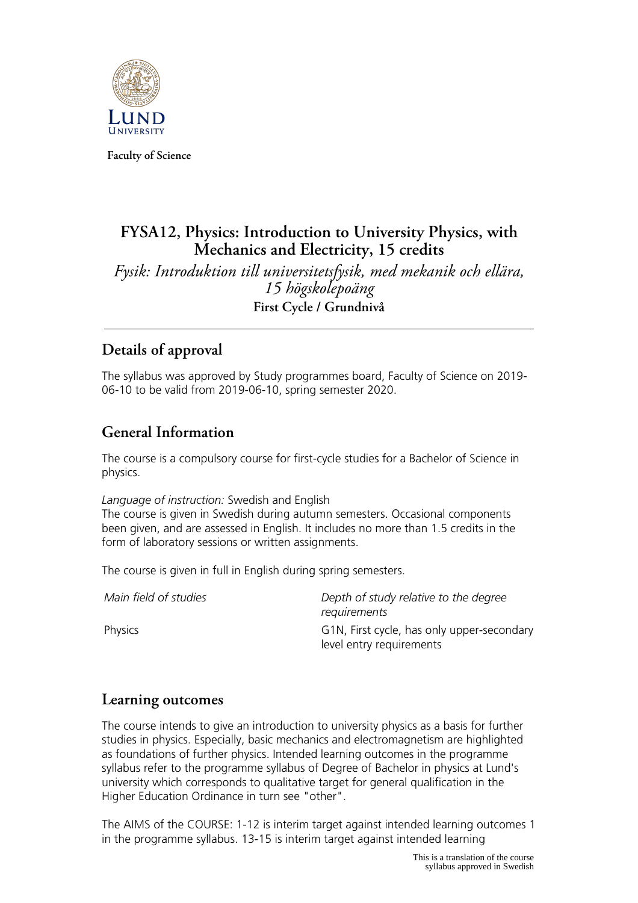**Faculty of Science**

# FYSA12, Physics: Introduction to University Physics, with Mechanics and Electricity, 15 credits

*Fysik: Introduktion till universitetsfysik, med mekanik och ellära, 15 högskolepoäng*

**First Cycle / Grundnivå**

## Details of approval

The syllabus was approved by Study programmes board, Faculty of Science on 2019-06-10 to be valid from 2019-06-10, spring semester 2020.

## General Information

The course is a compulsory course for first-cycle studies for a Bachelor of Science in physics.

*Language of instruction:* Swedish and English
The course is given in Swedish during autumn semesters. Occasional components been given, and are assessed in English. It includes no more than 1.5 credits in the form of laboratory sessions or written assignments.

The course is given in full in English during spring semesters.

| *Main field of studies* | *Depth of study relative to the degree requirements* |
|---|---|
| Physics | G1N, First cycle, has only upper-secondary level entry requirements |

## Learning outcomes

The course intends to give an introduction to university physics as a basis for further studies in physics. Especially, basic mechanics and electromagnetism are highlighted as foundations of further physics. Intended learning outcomes in the programme syllabus refer to the programme syllabus of Degree of Bachelor in physics at Lund's university which corresponds to qualitative target for general qualification in the Higher Education Ordinance in turn see "other".

The AIMS of the COURSE: 1-12 is interim target against intended learning outcomes 1 in the programme syllabus. 13-15 is interim target against intended learning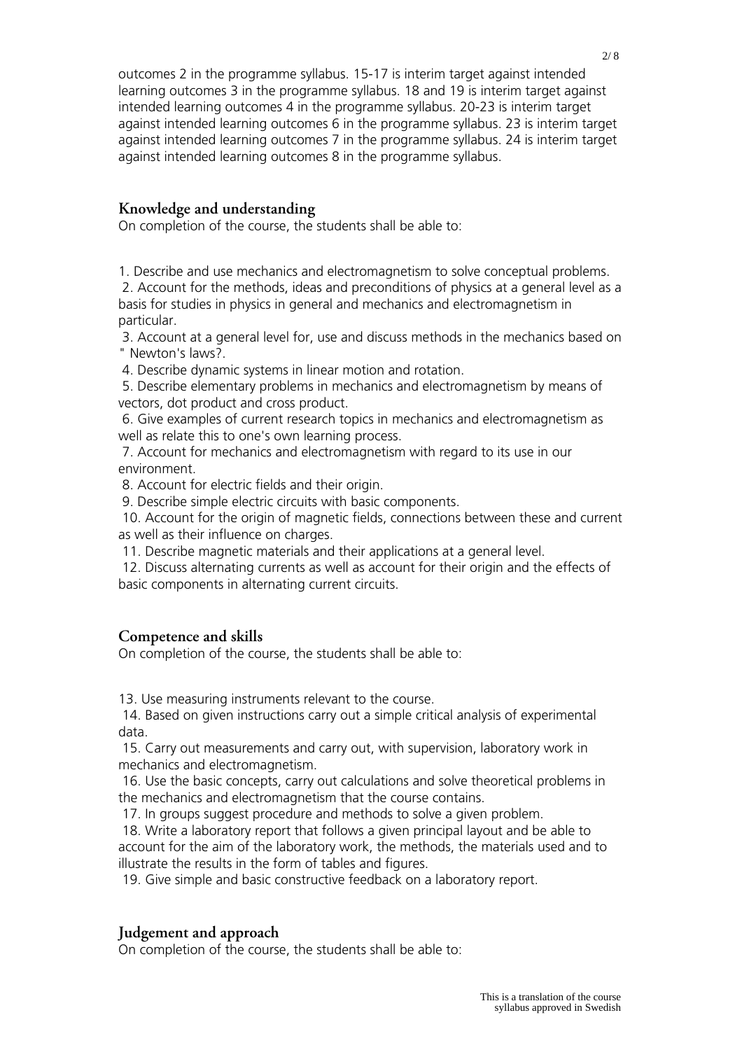outcomes 2 in the programme syllabus. 15-17 is interim target against intended learning outcomes 3 in the programme syllabus. 18 and 19 is interim target against intended learning outcomes 4 in the programme syllabus. 20-23 is interim target against intended learning outcomes 6 in the programme syllabus. 23 is interim target against intended learning outcomes 7 in the programme syllabus. 24 is interim target against intended learning outcomes 8 in the programme syllabus.

## Knowledge and understanding

On completion of the course, the students shall be able to:

1. Describe and use mechanics and electromagnetism to solve conceptual problems.
2. Account for the methods, ideas and preconditions of physics at a general level as a basis for studies in physics in general and mechanics and electromagnetism in particular.
3. Account at a general level for, use and discuss methods in the mechanics based on " Newton's laws?.
4. Describe dynamic systems in linear motion and rotation.
5. Describe elementary problems in mechanics and electromagnetism by means of vectors, dot product and cross product.
6. Give examples of current research topics in mechanics and electromagnetism as well as relate this to one's own learning process.
7. Account for mechanics and electromagnetism with regard to its use in our environment.
8. Account for electric fields and their origin.
9. Describe simple electric circuits with basic components.
10. Account for the origin of magnetic fields, connections between these and current as well as their influence on charges.
11. Describe magnetic materials and their applications at a general level.
12. Discuss alternating currents as well as account for their origin and the effects of basic components in alternating current circuits.

## Competence and skills

On completion of the course, the students shall be able to:

13. Use measuring instruments relevant to the course.
14. Based on given instructions carry out a simple critical analysis of experimental data.
15. Carry out measurements and carry out, with supervision, laboratory work in mechanics and electromagnetism.
16. Use the basic concepts, carry out calculations and solve theoretical problems in the mechanics and electromagnetism that the course contains.
17. In groups suggest procedure and methods to solve a given problem.
18. Write a laboratory report that follows a given principal layout and be able to account for the aim of the laboratory work, the methods, the materials used and to illustrate the results in the form of tables and figures.
19. Give simple and basic constructive feedback on a laboratory report.

## Judgement and approach

On completion of the course, the students shall be able to: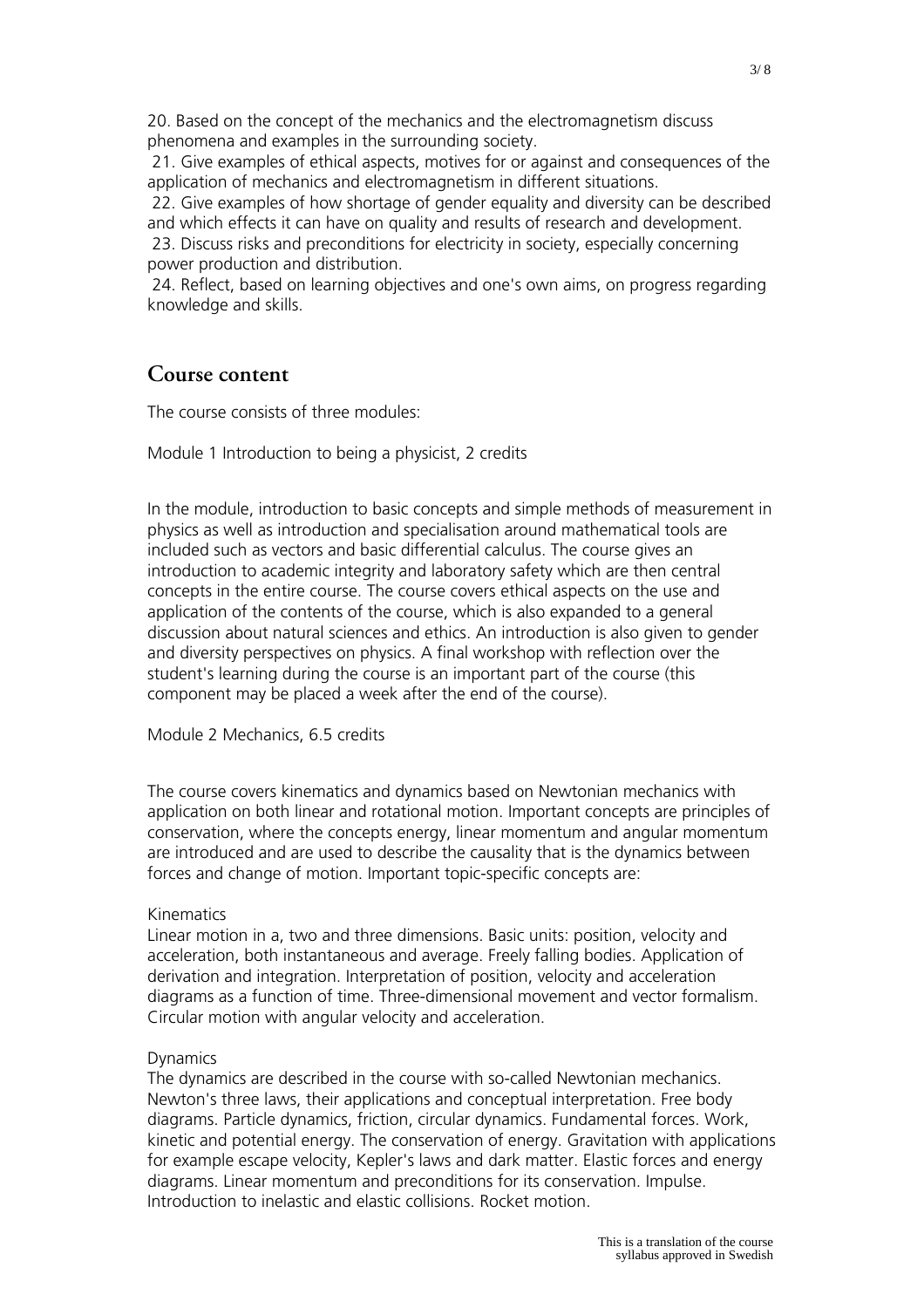20. Based on the concept of the mechanics and the electromagnetism discuss phenomena and examples in the surrounding society.
21. Give examples of ethical aspects, motives for or against and consequences of the application of mechanics and electromagnetism in different situations.
22. Give examples of how shortage of gender equality and diversity can be described and which effects it can have on quality and results of research and development.
23. Discuss risks and preconditions for electricity in society, especially concerning power production and distribution.
24. Reflect, based on learning objectives and one's own aims, on progress regarding knowledge and skills.

## Course content

The course consists of three modules:

Module 1 Introduction to being a physicist, 2 credits

In the module, introduction to basic concepts and simple methods of measurement in physics as well as introduction and specialisation around mathematical tools are included such as vectors and basic differential calculus. The course gives an introduction to academic integrity and laboratory safety which are then central concepts in the entire course. The course covers ethical aspects on the use and application of the contents of the course, which is also expanded to a general discussion about natural sciences and ethics. An introduction is also given to gender and diversity perspectives on physics. A final workshop with reflection over the student's learning during the course is an important part of the course (this component may be placed a week after the end of the course).

Module 2 Mechanics, 6.5 credits

The course covers kinematics and dynamics based on Newtonian mechanics with application on both linear and rotational motion. Important concepts are principles of conservation, where the concepts energy, linear momentum and angular momentum are introduced and are used to describe the causality that is the dynamics between forces and change of motion. Important topic-specific concepts are:

Kinematics
Linear motion in a, two and three dimensions. Basic units: position, velocity and acceleration, both instantaneous and average. Freely falling bodies. Application of derivation and integration. Interpretation of position, velocity and acceleration diagrams as a function of time. Three-dimensional movement and vector formalism. Circular motion with angular velocity and acceleration.

Dynamics
The dynamics are described in the course with so-called Newtonian mechanics. Newton's three laws, their applications and conceptual interpretation. Free body diagrams. Particle dynamics, friction, circular dynamics. Fundamental forces. Work, kinetic and potential energy. The conservation of energy. Gravitation with applications for example escape velocity, Kepler's laws and dark matter. Elastic forces and energy diagrams. Linear momentum and preconditions for its conservation. Impulse. Introduction to inelastic and elastic collisions. Rocket motion.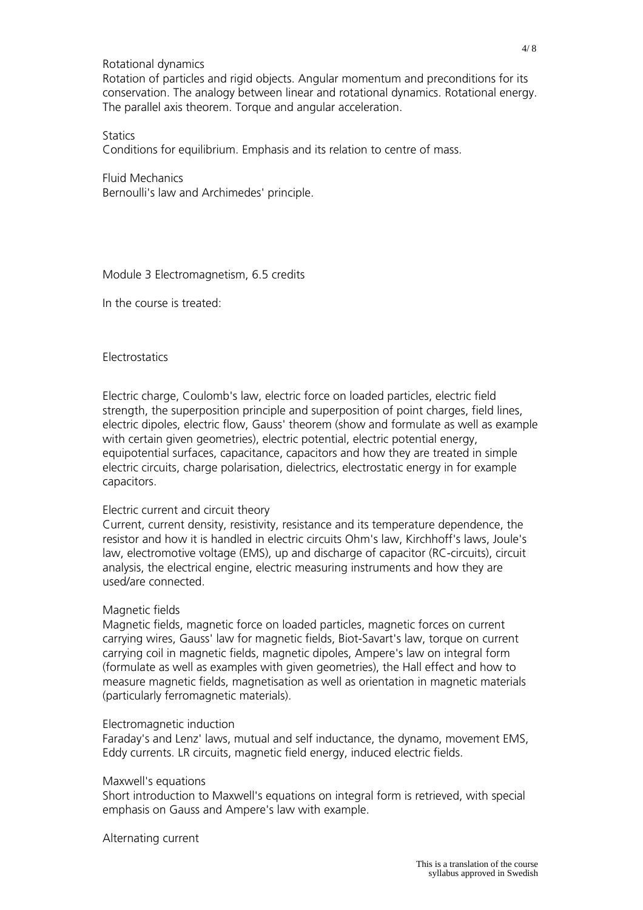Rotational dynamics
Rotation of particles and rigid objects. Angular momentum and preconditions for its conservation. The analogy between linear and rotational dynamics. Rotational energy. The parallel axis theorem. Torque and angular acceleration.

Statics
Conditions for equilibrium. Emphasis and its relation to centre of mass.

Fluid Mechanics
Bernoulli's law and Archimedes' principle.

Module 3 Electromagnetism, 6.5 credits

In the course is treated:

Electrostatics

Electric charge, Coulomb's law, electric force on loaded particles, electric field strength, the superposition principle and superposition of point charges, field lines, electric dipoles, electric flow, Gauss' theorem (show and formulate as well as example with certain given geometries), electric potential, electric potential energy, equipotential surfaces, capacitance, capacitors and how they are treated in simple electric circuits, charge polarisation, dielectrics, electrostatic energy in for example capacitors.

Electric current and circuit theory
Current, current density, resistivity, resistance and its temperature dependence, the resistor and how it is handled in electric circuits Ohm's law, Kirchhoff's laws, Joule's law, electromotive voltage (EMS), up and discharge of capacitor (RC-circuits), circuit analysis, the electrical engine, electric measuring instruments and how they are used/are connected.

Magnetic fields
Magnetic fields, magnetic force on loaded particles, magnetic forces on current carrying wires, Gauss' law for magnetic fields, Biot-Savart's law, torque on current carrying coil in magnetic fields, magnetic dipoles, Ampere's law on integral form (formulate as well as examples with given geometries), the Hall effect and how to measure magnetic fields, magnetisation as well as orientation in magnetic materials (particularly ferromagnetic materials).

Electromagnetic induction
Faraday's and Lenz' laws, mutual and self inductance, the dynamo, movement EMS, Eddy currents. LR circuits, magnetic field energy, induced electric fields.

Maxwell's equations
Short introduction to Maxwell's equations on integral form is retrieved, with special emphasis on Gauss and Ampere's law with example.

Alternating current

This is a translation of the course syllabus approved in Swedish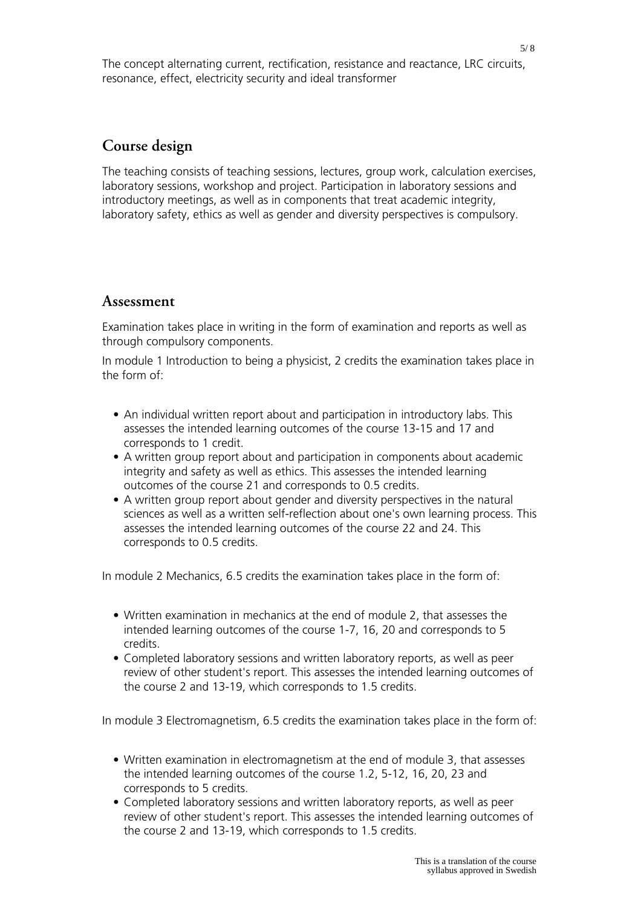The concept alternating current, rectification, resistance and reactance, LRC circuits, resonance, effect, electricity security and ideal transformer

## Course design

The teaching consists of teaching sessions, lectures, group work, calculation exercises, laboratory sessions, workshop and project. Participation in laboratory sessions and introductory meetings, as well as in components that treat academic integrity, laboratory safety, ethics as well as gender and diversity perspectives is compulsory.

## Assessment

Examination takes place in writing in the form of examination and reports as well as through compulsory components.

In module 1 Introduction to being a physicist, 2 credits the examination takes place in the form of:

- An individual written report about and participation in introductory labs. This assesses the intended learning outcomes of the course 13-15 and 17 and corresponds to 1 credit.
- A written group report about and participation in components about academic integrity and safety as well as ethics. This assesses the intended learning outcomes of the course 21 and corresponds to 0.5 credits.
- A written group report about gender and diversity perspectives in the natural sciences as well as a written self-reflection about one's own learning process. This assesses the intended learning outcomes of the course 22 and 24. This corresponds to 0.5 credits.

In module 2 Mechanics, 6.5 credits the examination takes place in the form of:

- Written examination in mechanics at the end of module 2, that assesses the intended learning outcomes of the course 1-7, 16, 20 and corresponds to 5 credits.
- Completed laboratory sessions and written laboratory reports, as well as peer review of other student's report. This assesses the intended learning outcomes of the course 2 and 13-19, which corresponds to 1.5 credits.

In module 3 Electromagnetism, 6.5 credits the examination takes place in the form of:

- Written examination in electromagnetism at the end of module 3, that assesses the intended learning outcomes of the course 1.2, 5-12, 16, 20, 23 and corresponds to 5 credits.
- Completed laboratory sessions and written laboratory reports, as well as peer review of other student's report. This assesses the intended learning outcomes of the course 2 and 13-19, which corresponds to 1.5 credits.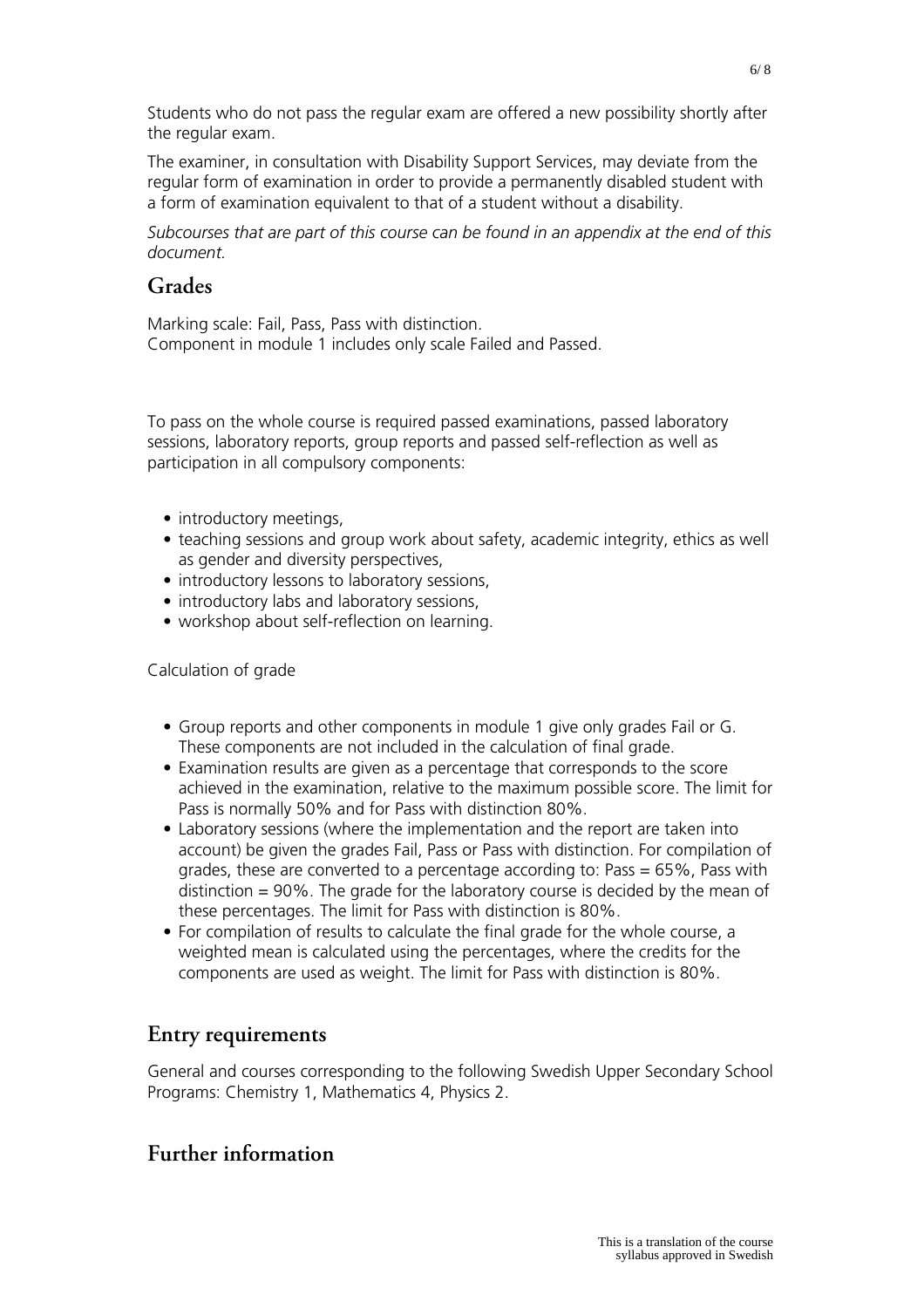Students who do not pass the regular exam are offered a new possibility shortly after the regular exam.

The examiner, in consultation with Disability Support Services, may deviate from the regular form of examination in order to provide a permanently disabled student with a form of examination equivalent to that of a student without a disability.

*Subcourses that are part of this course can be found in an appendix at the end of this document.*

## Grades

Marking scale: Fail, Pass, Pass with distinction.
Component in module 1 includes only scale Failed and Passed.

To pass on the whole course is required passed examinations, passed laboratory sessions, laboratory reports, group reports and passed self-reflection as well as participation in all compulsory components:

- introductory meetings,
- teaching sessions and group work about safety, academic integrity, ethics as well as gender and diversity perspectives,
- introductory lessons to laboratory sessions,
- introductory labs and laboratory sessions,
- workshop about self-reflection on learning.

Calculation of grade

- Group reports and other components in module 1 give only grades Fail or G. These components are not included in the calculation of final grade.
- Examination results are given as a percentage that corresponds to the score achieved in the examination, relative to the maximum possible score. The limit for Pass is normally 50% and for Pass with distinction 80%.
- Laboratory sessions (where the implementation and the report are taken into account) be given the grades Fail, Pass or Pass with distinction. For compilation of grades, these are converted to a percentage according to: Pass = 65%, Pass with distinction = 90%. The grade for the laboratory course is decided by the mean of these percentages. The limit for Pass with distinction is 80%.
- For compilation of results to calculate the final grade for the whole course, a weighted mean is calculated using the percentages, where the credits for the components are used as weight. The limit for Pass with distinction is 80%.

## Entry requirements

General and courses corresponding to the following Swedish Upper Secondary School Programs: Chemistry 1, Mathematics 4, Physics 2.

## Further information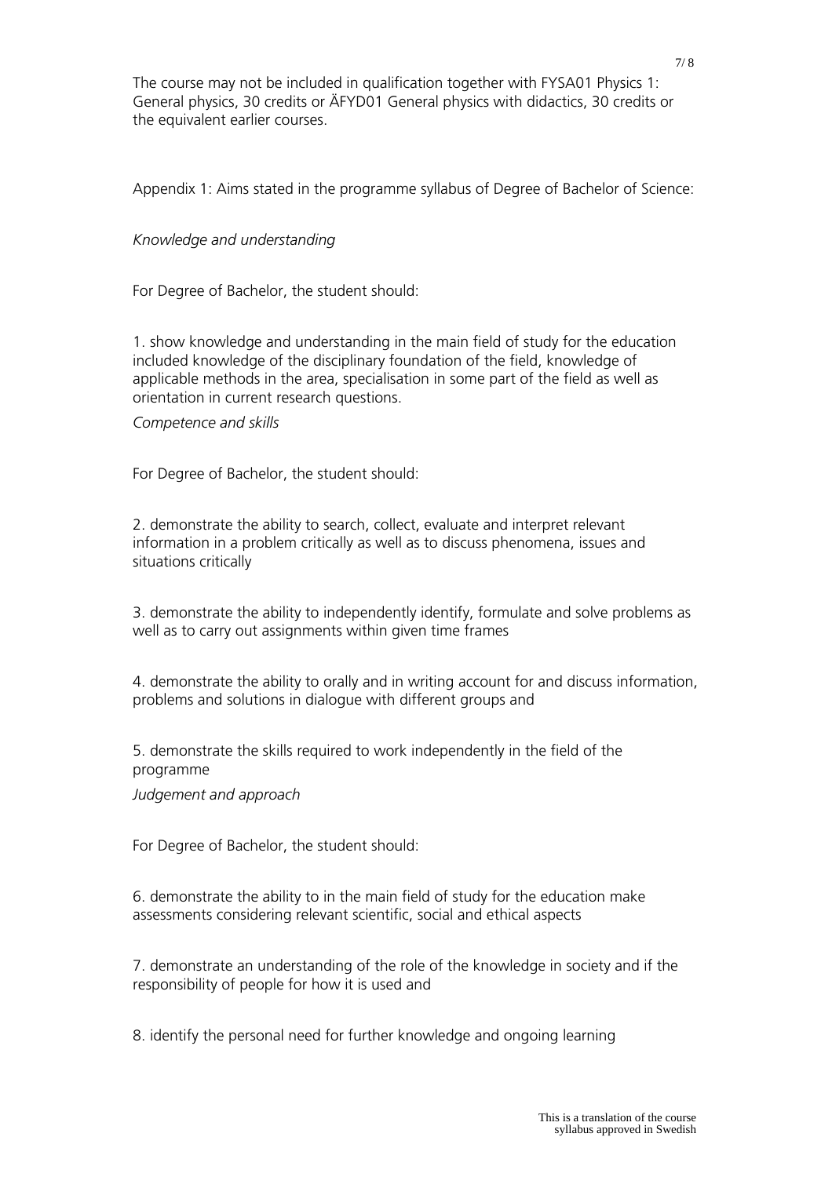The course may not be included in qualification together with FYSA01 Physics 1: General physics, 30 credits or ÄFYD01 General physics with didactics, 30 credits or the equivalent earlier courses.

Appendix 1: Aims stated in the programme syllabus of Degree of Bachelor of Science:

*Knowledge and understanding*

For Degree of Bachelor, the student should:

1. show knowledge and understanding in the main field of study for the education included knowledge of the disciplinary foundation of the field, knowledge of applicable methods in the area, specialisation in some part of the field as well as orientation in current research questions.

*Competence and skills*

For Degree of Bachelor, the student should:

2. demonstrate the ability to search, collect, evaluate and interpret relevant information in a problem critically as well as to discuss phenomena, issues and situations critically

3. demonstrate the ability to independently identify, formulate and solve problems as well as to carry out assignments within given time frames

4. demonstrate the ability to orally and in writing account for and discuss information, problems and solutions in dialogue with different groups and

5. demonstrate the skills required to work independently in the field of the programme

*Judgement and approach*

For Degree of Bachelor, the student should:

6. demonstrate the ability to in the main field of study for the education make assessments considering relevant scientific, social and ethical aspects

7. demonstrate an understanding of the role of the knowledge in society and if the responsibility of people for how it is used and

8. identify the personal need for further knowledge and ongoing learning

This is a translation of the course syllabus approved in Swedish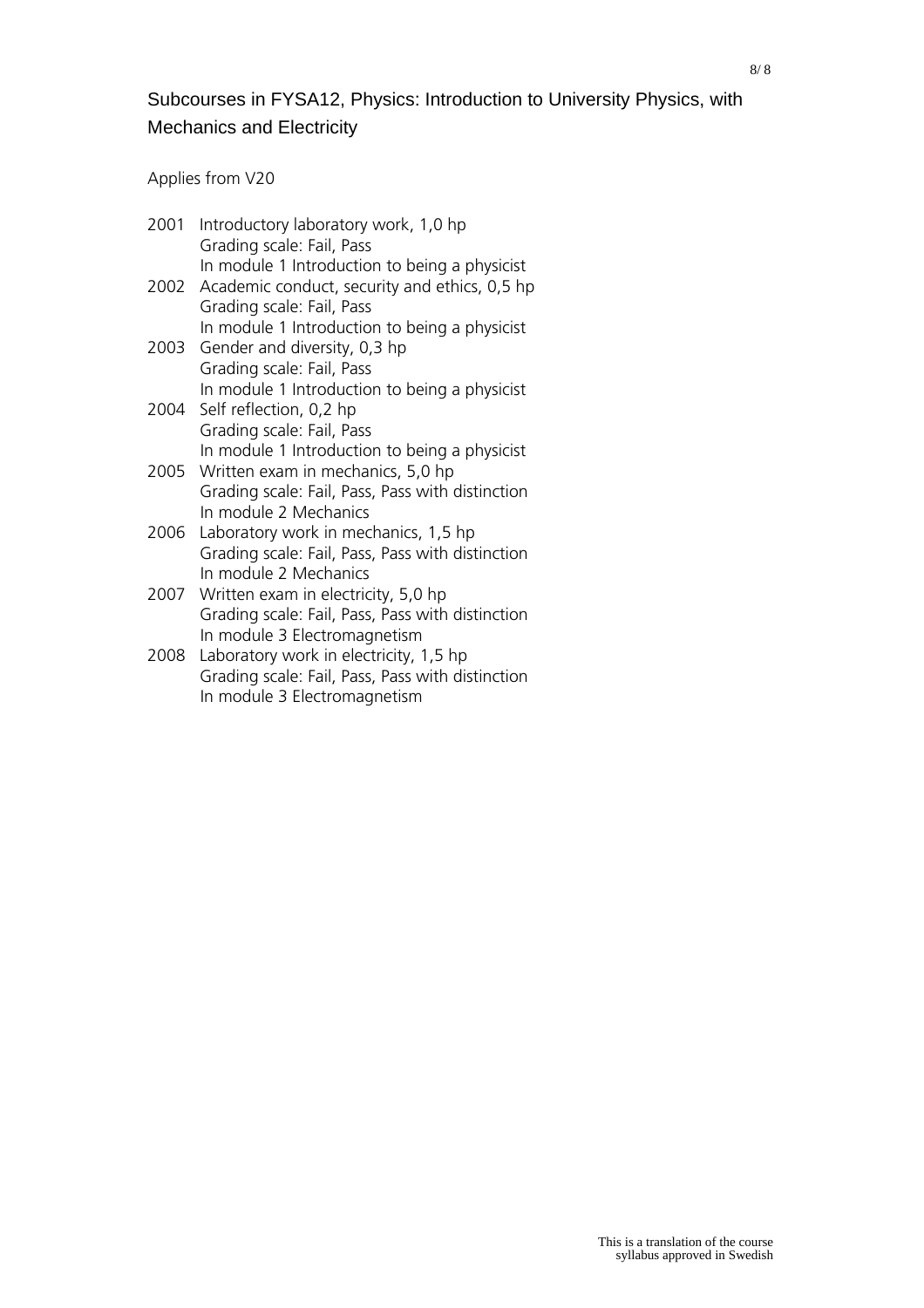## Subcourses in FYSA12, Physics: Introduction to University Physics, with Mechanics and Electricity

Applies from V20

2001 Introductory laboratory work, 1,0 hp
Grading scale: Fail, Pass
In module 1 Introduction to being a physicist

2002 Academic conduct, security and ethics, 0,5 hp
Grading scale: Fail, Pass
In module 1 Introduction to being a physicist

2003 Gender and diversity, 0,3 hp
Grading scale: Fail, Pass
In module 1 Introduction to being a physicist

2004 Self reflection, 0,2 hp
Grading scale: Fail, Pass
In module 1 Introduction to being a physicist

2005 Written exam in mechanics, 5,0 hp
Grading scale: Fail, Pass, Pass with distinction
In module 2 Mechanics

2006 Laboratory work in mechanics, 1,5 hp
Grading scale: Fail, Pass, Pass with distinction
In module 2 Mechanics

2007 Written exam in electricity, 5,0 hp
Grading scale: Fail, Pass, Pass with distinction
In module 3 Electromagnetism

2008 Laboratory work in electricity, 1,5 hp
Grading scale: Fail, Pass, Pass with distinction
In module 3 Electromagnetism

This is a translation of the course syllabus approved in Swedish